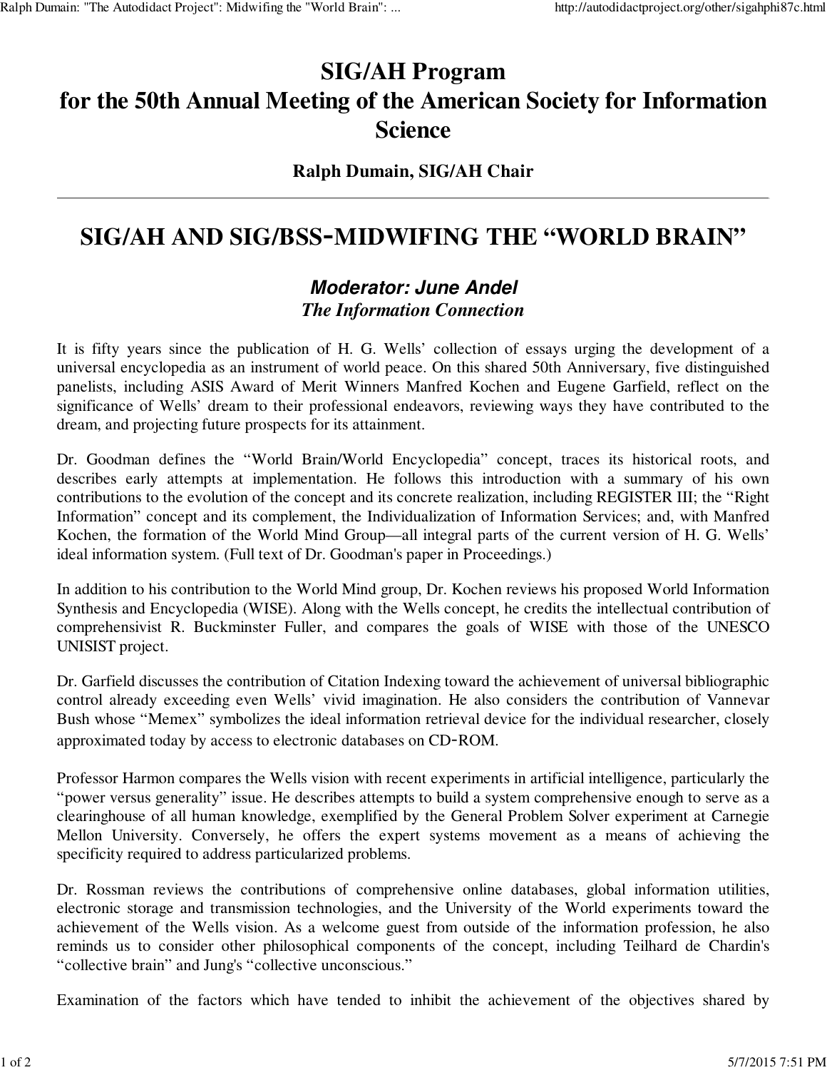# SIG/AH Program
# for the 50th Annual Meeting of the American Society for Information Science

### Ralph Dumain, SIG/AH Chair

---

## SIG/AH AND SIG/BSS-MIDWIFING THE "WORLD BRAIN"

### *Moderator: June Andel*
### *The Information Connection*

It is fifty years since the publication of H. G. Wells' collection of essays urging the development of a universal encyclopedia as an instrument of world peace. On this shared 50th Anniversary, five distinguished panelists, including ASIS Award of Merit Winners Manfred Kochen and Eugene Garfield, reflect on the significance of Wells' dream to their professional endeavors, reviewing ways they have contributed to the dream, and projecting future prospects for its attainment.

Dr. Goodman defines the "World Brain/World Encyclopedia" concept, traces its historical roots, and describes early attempts at implementation. He follows this introduction with a summary of his own contributions to the evolution of the concept and its concrete realization, including REGISTER III; the "Right Information" concept and its complement, the Individualization of Information Services; and, with Manfred Kochen, the formation of the World Mind Group—all integral parts of the current version of H. G. Wells' ideal information system. (Full text of Dr. Goodman's paper in Proceedings.)

In addition to his contribution to the World Mind group, Dr. Kochen reviews his proposed World Information Synthesis and Encyclopedia (WISE). Along with the Wells concept, he credits the intellectual contribution of comprehensivist R. Buckminster Fuller, and compares the goals of WISE with those of the UNESCO UNISIST project.

Dr. Garfield discusses the contribution of Citation Indexing toward the achievement of universal bibliographic control already exceeding even Wells' vivid imagination. He also considers the contribution of Vannevar Bush whose "Memex" symbolizes the ideal information retrieval device for the individual researcher, closely approximated today by access to electronic databases on CD-ROM.

Professor Harmon compares the Wells vision with recent experiments in artificial intelligence, particularly the "power versus generality" issue. He describes attempts to build a system comprehensive enough to serve as a clearinghouse of all human knowledge, exemplified by the General Problem Solver experiment at Carnegie Mellon University. Conversely, he offers the expert systems movement as a means of achieving the specificity required to address particularized problems.

Dr. Rossman reviews the contributions of comprehensive online databases, global information utilities, electronic storage and transmission technologies, and the University of the World experiments toward the achievement of the Wells vision. As a welcome guest from outside of the information profession, he also reminds us to consider other philosophical components of the concept, including Teilhard de Chardin's "collective brain" and Jung's "collective unconscious."

Examination of the factors which have tended to inhibit the achievement of the objectives shared by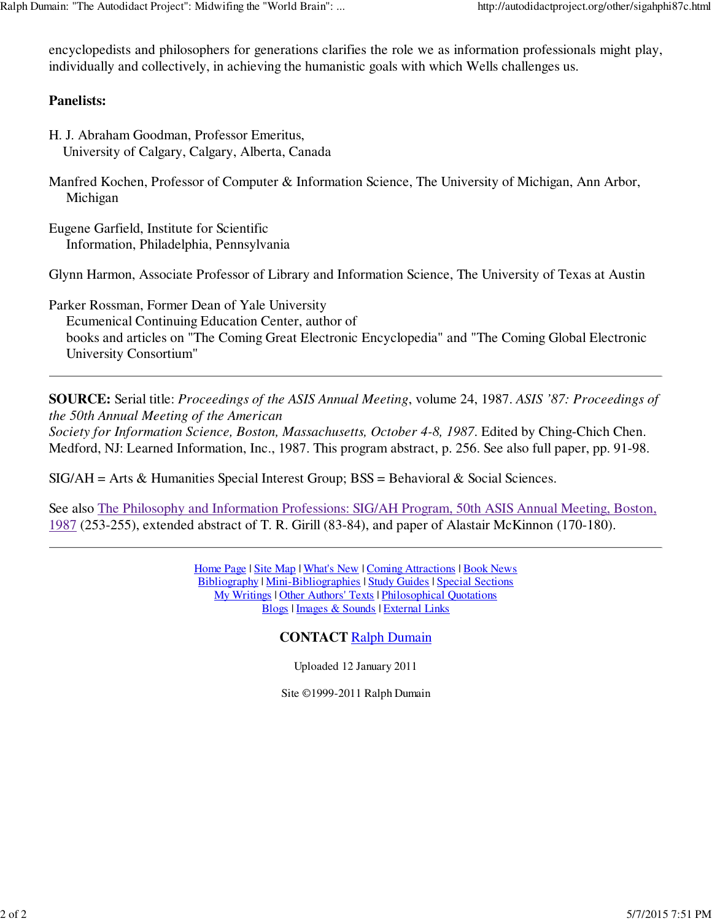encyclopedists and philosophers for generations clarifies the role we as information professionals might play, individually and collectively, in achieving the humanistic goals with which Wells challenges us.

**Panelists:**

H. J. Abraham Goodman, Professor Emeritus,
University of Calgary, Calgary, Alberta, Canada

Manfred Kochen, Professor of Computer & Information Science, The University of Michigan, Ann Arbor, Michigan

Eugene Garfield, Institute for Scientific
Information, Philadelphia, Pennsylvania

Glynn Harmon, Associate Professor of Library and Information Science, The University of Texas at Austin

Parker Rossman, Former Dean of Yale University
Ecumenical Continuing Education Center, author of
books and articles on "The Coming Great Electronic Encyclopedia" and "The Coming Global Electronic University Consortium"

---

**SOURCE:** Serial title: *Proceedings of the ASIS Annual Meeting*, volume 24, 1987. *ASIS '87: Proceedings of the 50th Annual Meeting of the American Society for Information Science, Boston, Massachusetts, October 4-8, 1987*. Edited by Ching-Chich Chen. Medford, NJ: Learned Information, Inc., 1987. This program abstract, p. 256. See also full paper, pp. 91-98.

SIG/AH = Arts & Humanities Special Interest Group; BSS = Behavioral & Social Sciences.

See also The Philosophy and Information Professions: SIG/AH Program, 50th ASIS Annual Meeting, Boston, 1987 (253-255), extended abstract of T. R. Girill (83-84), and paper of Alastair McKinnon (170-180).

---

Home Page | Site Map | What's New | Coming Attractions | Book News
Bibliography | Mini-Bibliographies | Study Guides | Special Sections
My Writings | Other Authors' Texts | Philosophical Quotations
Blogs | Images & Sounds | External Links

**CONTACT** Ralph Dumain

Uploaded 12 January 2011

Site ©1999-2011 Ralph Dumain